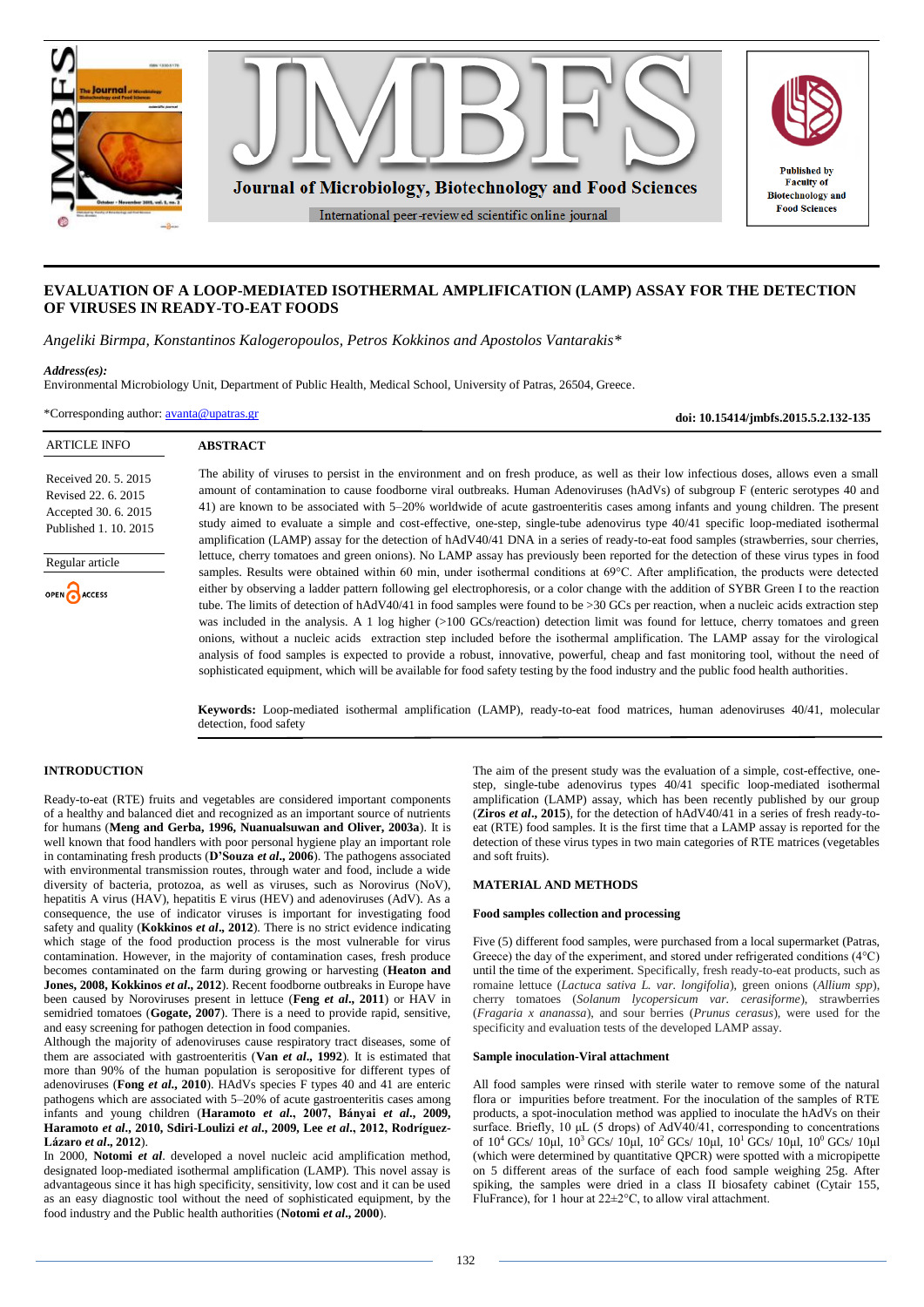Journal of Microbiology, Biotechnology and Food Sciences

International peer-reviewed scientific online journal

Published by Faculty of Biotechnology and Food Sciences

# EVALUATION OF A LOOP-MEDIATED ISOTHERMAL AMPLIFICATION (LAMP) ASSAY FOR THE DETECTION OF VIRUSES IN READY-TO-EAT FOODS

*Angeliki Birmpa, Konstantinos Kalogeropoulos, Petros Kokkinos and Apostolos Vantarakis\**

***Address(es):***
Environmental Microbiology Unit, Department of Public Health, Medical School, University of Patras, 26504, Greece.

\*Corresponding author: avanta@upatras.gr

**doi: 10.15414/jmbfs.2015.5.2.132-135**

ARTICLE INFO

Received 20. 5. 2015
Revised 22. 6. 2015
Accepted 30. 6. 2015
Published 1. 10. 2015

Regular article

OPEN ACCESS

## ABSTRACT

The ability of viruses to persist in the environment and on fresh produce, as well as their low infectious doses, allows even a small amount of contamination to cause foodborne viral outbreaks. Human Adenoviruses (hAdVs) of subgroup F (enteric serotypes 40 and 41) are known to be associated with 5–20% worldwide of acute gastroenteritis cases among infants and young children. The present study aimed to evaluate a simple and cost-effective, one-step, single-tube adenovirus type 40/41 specific loop-mediated isothermal amplification (LAMP) assay for the detection of hAdV40/41 DNA in a series of ready-to-eat food samples (strawberries, sour cherries, lettuce, cherry tomatoes and green onions). No LAMP assay has previously been reported for the detection of these virus types in food samples. Results were obtained within 60 min, under isothermal conditions at 69°C. After amplification, the products were detected either by observing a ladder pattern following gel electrophoresis, or a color change with the addition of SYBR Green I to the reaction tube. The limits of detection of hAdV40/41 in food samples were found to be >30 GCs per reaction, when a nucleic acids extraction step was included in the analysis. A 1 log higher (>100 GCs/reaction) detection limit was found for lettuce, cherry tomatoes and green onions, without a nucleic acids extraction step included before the isothermal amplification. The LAMP assay for the virological analysis of food samples is expected to provide a robust, innovative, powerful, cheap and fast monitoring tool, without the need of sophisticated equipment, which will be available for food safety testing by the food industry and the public food health authorities.

**Keywords:** Loop-mediated isothermal amplification (LAMP), ready-to-eat food matrices, human adenoviruses 40/41, molecular detection, food safety

## INTRODUCTION

Ready-to-eat (RTE) fruits and vegetables are considered important components of a healthy and balanced diet and recognized as an important source of nutrients for humans (**Meng and Gerba, 1996, Nuanualsuwan and Oliver, 2003a**). It is well known that food handlers with poor personal hygiene play an important role in contaminating fresh products (**D'Souza *et al*., 2006**). The pathogens associated with environmental transmission routes, through water and food, include a wide diversity of bacteria, protozoa, as well as viruses, such as Norovirus (NoV), hepatitis A virus (HAV), hepatitis E virus (HEV) and adenoviruses (AdV). As a consequence, the use of indicator viruses is important for investigating food safety and quality (**Kokkinos *et al*., 2012**). There is no strict evidence indicating which stage of the food production process is the most vulnerable for virus contamination. However, in the majority of contamination cases, fresh produce becomes contaminated on the farm during growing or harvesting (**Heaton and Jones, 2008, Kokkinos *et al*., 2012**). Recent foodborne outbreaks in Europe have been caused by Noroviruses present in lettuce (**Feng *et al*., 2011**) or HAV in semidried tomatoes (**Gogate, 2007**). There is a need to provide rapid, sensitive, and easy screening for pathogen detection in food companies.

Although the majority of adenoviruses cause respiratory tract diseases, some of them are associated with gastroenteritis (**Van *et al*., 1992**). It is estimated that more than 90% of the human population is seropositive for different types of adenoviruses (**Fong *et al*., 2010**). HAdVs species F types 40 and 41 are enteric pathogens which are associated with 5–20% of acute gastroenteritis cases among infants and young children (**Haramoto *et al*., 2007, Bányai *et al*., 2009, Haramoto *et al*., 2010, Sdiri-Loulizi *et al*., 2009, Lee *et al*., 2012, Rodríguez-Lázaro *et al*., 2012**).

In 2000, **Notomi *et al*.** developed a novel nucleic acid amplification method, designated loop-mediated isothermal amplification (LAMP). This novel assay is advantageous since it has high specificity, sensitivity, low cost and it can be used as an easy diagnostic tool without the need of sophisticated equipment, by the food industry and the Public health authorities (**Notomi *et al*., 2000**).

The aim of the present study was the evaluation of a simple, cost-effective, one-step, single-tube adenovirus types 40/41 specific loop-mediated isothermal amplification (LAMP) assay, which has been recently published by our group (**Ziros *et al*., 2015**), for the detection of hAdV40/41 in a series of fresh ready-to-eat (RTE) food samples. It is the first time that a LAMP assay is reported for the detection of these virus types in two main categories of RTE matrices (vegetables and soft fruits).

## MATERIAL AND METHODS

### Food samples collection and processing

Five (5) different food samples, were purchased from a local supermarket (Patras, Greece) the day of the experiment, and stored under refrigerated conditions (4°C) until the time of the experiment. Specifically, fresh ready-to-eat products, such as romaine lettuce (*Lactuca sativa L. var. longifolia*), green onions (*Allium spp*), cherry tomatoes (*Solanum lycopersicum var. cerasiforme*), strawberries (*Fragaria x ananassa*), and sour berries (*Prunus cerasus*), were used for the specificity and evaluation tests of the developed LAMP assay.

### Sample inoculation-Viral attachment

All food samples were rinsed with sterile water to remove some of the natural flora or impurities before treatment. For the inoculation of the samples of RTE products, a spot-inoculation method was applied to inoculate the hAdVs on their surface. Briefly, 10 μL (5 drops) of AdV40/41, corresponding to concentrations of $10^4$ GCs/ 10μl, $10^3$ GCs/ 10μl, $10^2$ GCs/ 10μl, $10^1$ GCs/ 10μl, $10^0$ GCs/ 10μl (which were determined by quantitative QPCR) were spotted with a micropipette on 5 different areas of the surface of each food sample weighing 25g. After spiking, the samples were dried in a class II biosafety cabinet (Cytair 155, FluFrance), for 1 hour at 22±2°C, to allow viral attachment.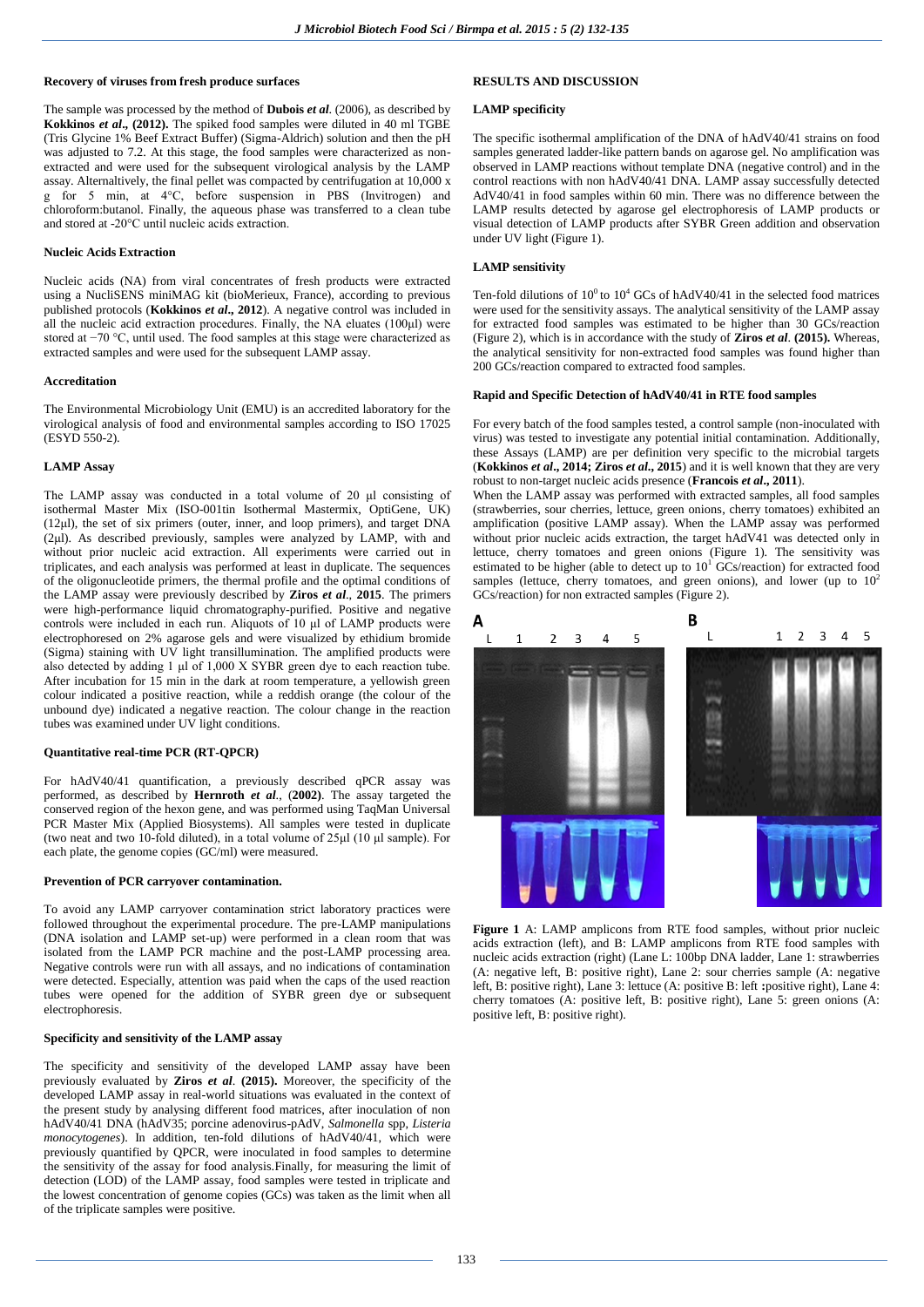**Recovery of viruses from fresh produce surfaces**

The sample was processed by the method of **Dubois *et al*.** (2006), as described by **Kokkinos *et al*., (2012).** The spiked food samples were diluted in 40 ml TGBE (Tris Glycine 1% Beef Extract Buffer) (Sigma-Aldrich) solution and then the pH was adjusted to 7.2. At this stage, the food samples were characterized as non-extracted and were used for the subsequent virological analysis by the LAMP assay. Alternaltively, the final pellet was compacted by centrifugation at 10,000 x g for 5 min, at 4°C, before suspension in PBS (Invitrogen) and chloroform:butanol. Finally, the aqueous phase was transferred to a clean tube and stored at -20°C until nucleic acids extraction.

**Nucleic Acids Extraction**

Nucleic acids (NA) from viral concentrates of fresh products were extracted using a NucliSENS miniMAG kit (bioMerieux, France), according to previous published protocols (**Kokkinos *et al*., 2012**). A negative control was included in all the nucleic acid extraction procedures. Finally, the NA eluates (100μl) were stored at −70 °C, until used. The food samples at this stage were characterized as extracted samples and were used for the subsequent LAMP assay.

**Accreditation**

The Environmental Microbiology Unit (EMU) is an accredited laboratory for the virological analysis of food and environmental samples according to ISO 17025 (ESYD 550-2).

**LAMP Assay**

The LAMP assay was conducted in a total volume of 20 μl consisting of isothermal Master Mix (ISO-001tin Isothermal Mastermix, OptiGene, UK) (12μl), the set of six primers (outer, inner, and loop primers), and target DNA (2μl). As described previously, samples were analyzed by LAMP, with and without prior nucleic acid extraction. All experiments were carried out in triplicates, and each analysis was performed at least in duplicate. The sequences of the oligonucleotide primers, the thermal profile and the optimal conditions of the LAMP assay were previously described by **Ziros *et al*., 2015**. The primers were high-performance liquid chromatography-purified. Positive and negative controls were included in each run. Aliquots of 10 μl of LAMP products were electrophoresed on 2% agarose gels and were visualized by ethidium bromide (Sigma) staining with UV light transillumination. The amplified products were also detected by adding 1 μl of 1,000 X SYBR green dye to each reaction tube. After incubation for 15 min in the dark at room temperature, a yellowish green colour indicated a positive reaction, while a reddish orange (the colour of the unbound dye) indicated a negative reaction. The colour change in the reaction tubes was examined under UV light conditions.

**Quantitative real-time PCR (RT-QPCR)**

For hAdV40/41 quantification, a previously described qPCR assay was performed, as described by **Hernroth *et al*.**, (**2002**). The assay targeted the conserved region of the hexon gene, and was performed using TaqMan Universal PCR Master Mix (Applied Biosystems). All samples were tested in duplicate (two neat and two 10-fold diluted), in a total volume of 25μl (10 μl sample). For each plate, the genome copies (GC/ml) were measured.

**Prevention of PCR carryover contamination.**

To avoid any LAMP carryover contamination strict laboratory practices were followed throughout the experimental procedure. The pre-LAMP manipulations (DNA isolation and LAMP set-up) were performed in a clean room that was isolated from the LAMP PCR machine and the post-LAMP processing area. Negative controls were run with all assays, and no indications of contamination were detected. Especially, attention was paid when the caps of the used reaction tubes were opened for the addition of SYBR green dye or subsequent electrophoresis.

**Specificity and sensitivity of the LAMP assay**

The specificity and sensitivity of the developed LAMP assay have been previously evaluated by **Ziros *et al*. (2015).** Moreover, the specificity of the developed LAMP assay in real-world situations was evaluated in the context of the present study by analysing different food matrices, after inoculation of non hAdV40/41 DNA (hAdV35; porcine adenovirus-pAdV, *Salmonella* spp, *Listeria monocytogenes*). In addition, ten-fold dilutions of hAdV40/41, which were previously quantified by QPCR, were inoculated in food samples to determine the sensitivity of the assay for food analysis.Finally, for measuring the limit of detection (LOD) of the LAMP assay, food samples were tested in triplicate and the lowest concentration of genome copies (GCs) was taken as the limit when all of the triplicate samples were positive.

## RESULTS AND DISCUSSION

**LAMP specificity**

The specific isothermal amplification of the DNA of hAdV40/41 strains on food samples generated ladder-like pattern bands on agarose gel. No amplification was observed in LAMP reactions without template DNA (negative control) and in the control reactions with non hAdV40/41 DNA. LAMP assay successfully detected AdV40/41 in food samples within 60 min. There was no difference between the LAMP results detected by agarose gel electrophoresis of LAMP products or visual detection of LAMP products after SYBR Green addition and observation under UV light (Figure 1).

**LAMP sensitivity**

Ten-fold dilutions of $10^0$ to $10^4$ GCs of hAdV40/41 in the selected food matrices were used for the sensitivity assays. The analytical sensitivity of the LAMP assay for extracted food samples was estimated to be higher than 30 GCs/reaction (Figure 2), which is in accordance with the study of **Ziros *et al*. (2015).** Whereas, the analytical sensitivity for non-extracted food samples was found higher than 200 GCs/reaction compared to extracted food samples.

**Rapid and Specific Detection of hAdV40/41 in RTE food samples**

For every batch of the food samples tested, a control sample (non-inoculated with virus) was tested to investigate any potential initial contamination. Additionally, these Assays (LAMP) are per definition very specific to the microbial targets (**Kokkinos *et al*., 2014; Ziros *et al*., 2015**) and it is well known that they are very robust to non-target nucleic acids presence (**Francois *et al*., 2011**).

When the LAMP assay was performed with extracted samples, all food samples (strawberries, sour cherries, lettuce, green onions, cherry tomatoes) exhibited an amplification (positive LAMP assay). When the LAMP assay was performed without prior nucleic acids extraction, the target hAdV41 was detected only in lettuce, cherry tomatoes and green onions (Figure 1). The sensitivity was estimated to be higher (able to detect up to $10^1$ GCs/reaction) for extracted food samples (lettuce, cherry tomatoes, and green onions), and lower (up to $10^2$ GCs/reaction) for non extracted samples (Figure 2).

**Figure 1** A: LAMP amplicons from RTE food samples, without prior nucleic acids extraction (left), and B: LAMP amplicons from RTE food samples with nucleic acids extraction (right) (Lane L: 100bp DNA ladder, Lane 1: strawberries (A: negative left, B: positive right), Lane 2: sour cherries sample (A: negative left, B: positive right), Lane 3: lettuce (A: positive B: left **:**positive right), Lane 4: cherry tomatoes (A: positive left, B: positive right), Lane 5: green onions (A: positive left, B: positive right).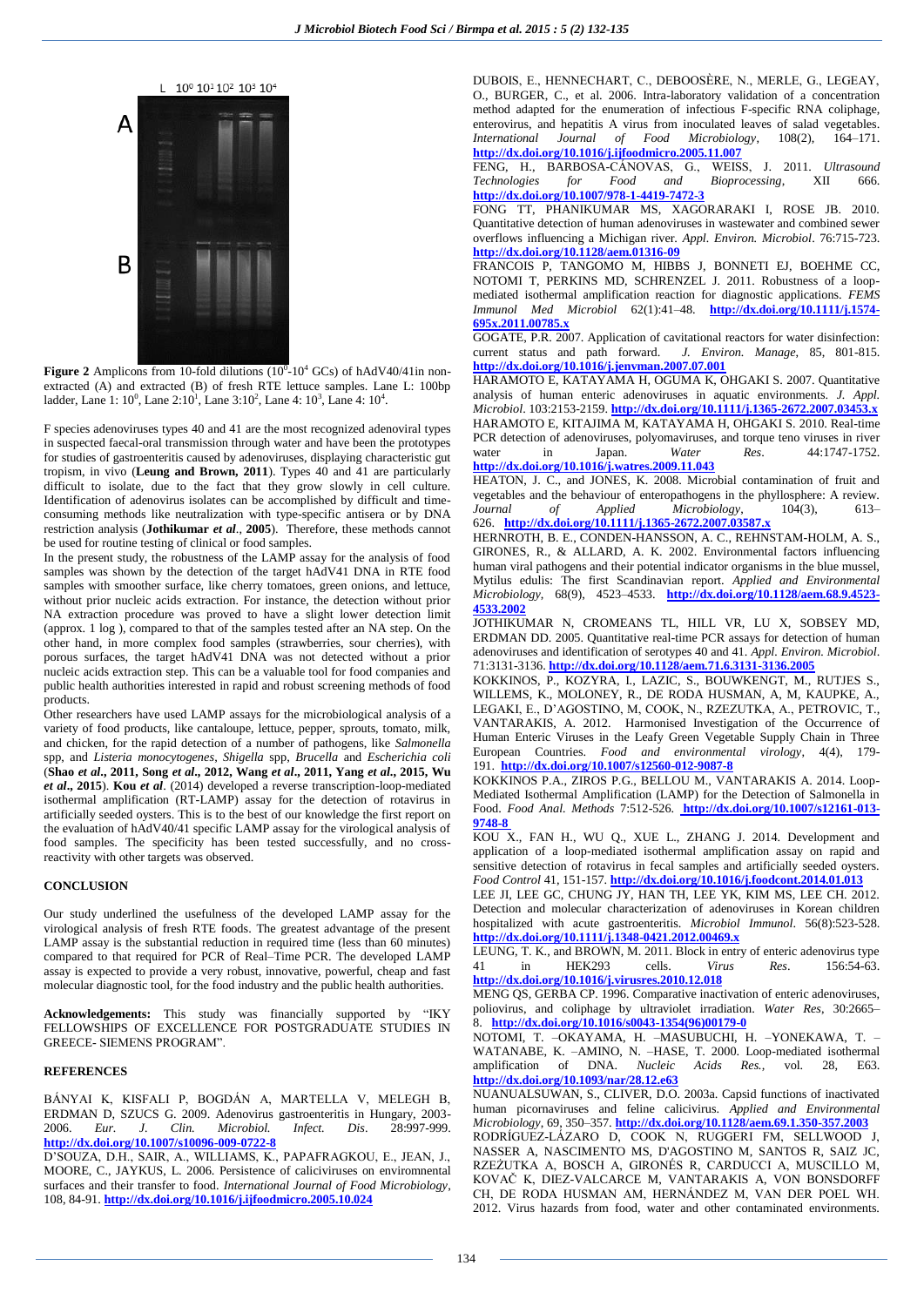**Figure 2** Amplicons from 10-fold dilutions ($10^0$-$10^4$ GCs) of hAdV40/41in non-extracted (A) and extracted (B) of fresh RTE lettuce samples. Lane L: 100bp ladder, Lane 1: $10^0$, Lane 2:$10^1$, Lane 3:$10^2$, Lane 4: $10^3$, Lane 4: $10^4$.

F species adenoviruses types 40 and 41 are the most recognized adenoviral types in suspected faecal-oral transmission through water and have been the prototypes for studies of gastroenteritis caused by adenoviruses, displaying characteristic gut tropism, in vivo (**Leung and Brown, 2011**). Types 40 and 41 are particularly difficult to isolate, due to the fact that they grow slowly in cell culture. Identification of adenovirus isolates can be accomplished by difficult and time-consuming methods like neutralization with type-specific antisera or by DNA restriction analysis (**Jothikumar *et al*., 2005**). Therefore, these methods cannot be used for routine testing of clinical or food samples.

In the present study, the robustness of the LAMP assay for the analysis of food samples was shown by the detection of the target hAdV41 DNA in RTE food samples with smoother surface, like cherry tomatoes, green onions, and lettuce, without prior nucleic acids extraction. For instance, the detection without prior NA extraction procedure was proved to have a slight lower detection limit (approx. 1 log ), compared to that of the samples tested after an NA step. On the other hand, in more complex food samples (strawberries, sour cherries), with porous surfaces, the target hAdV41 DNA was not detected without a prior nucleic acids extraction step. This can be a valuable tool for food companies and public health authorities interested in rapid and robust screening methods of food products.

Other researchers have used LAMP assays for the microbiological analysis of a variety of food products, like cantaloupe, lettuce, pepper, sprouts, tomato, milk, and chicken, for the rapid detection of a number of pathogens, like *Salmonella* spp, and *Listeria monocytogenes*, *Shigella* spp, *Brucella* and *Escherichia coli* (**Shao *et al*., 2011, Song *et al*., 2012, Wang *et al*., 2011, Yang *et al*., 2015, Wu *et al*., 2015**). **Kou *et al*.** (2014) developed a reverse transcription-loop-mediated isothermal amplification (RT-LAMP) assay for the detection of rotavirus in artificially seeded oysters. This is to the best of our knowledge the first report on the evaluation of hAdV40/41 specific LAMP assay for the virological analysis of food samples. The specificity has been tested successfully, and no cross-reactivity with other targets was observed.

## CONCLUSION

Our study underlined the usefulness of the developed LAMP assay for the virological analysis of fresh RTE foods. The greatest advantage of the present LAMP assay is the substantial reduction in required time (less than 60 minutes) compared to that required for PCR of Real–Time PCR. The developed LAMP assay is expected to provide a very robust, innovative, powerful, cheap and fast molecular diagnostic tool, for the food industry and the public health authorities.

**Acknowledgements:** This study was financially supported by "IKY FELLOWSHIPS OF EXCELLENCE FOR POSTGRADUATE STUDIES IN GREECE- SIEMENS PROGRAM".

## REFERENCES

BÁNYAI K, KISFALI P, BOGDÁN A, MARTELLA V, MELEGH B, ERDMAN D, SZUCS G. 2009. Adenovirus gastroenteritis in Hungary, 2003-2006. *Eur. J. Clin. Microbiol. Infect. Dis*. 28:997-999. http://dx.doi.org/10.1007/s10096-009-0722-8

D'SOUZA, D.H., SAIR, A., WILLIAMS, K., PAPAFRAGKOU, E., JEAN, J., MOORE, C., JAYKUS, L. 2006. Persistence of caliciviruses on environmental surfaces and their transfer to food. *International Journal of Food Microbiology*, 108, 84-91. http://dx.doi.org/10.1016/j.ijfoodmicro.2005.10.024

DUBOIS, E., HENNECHART, C., DEBOOSÈRE, N., MERLE, G., LEGEAY, O., BURGER, C., et al. 2006. Intra-laboratory validation of a concentration method adapted for the enumeration of infectious F-specific RNA coliphage, enterovirus, and hepatitis A virus from inoculated leaves of salad vegetables. *International Journal of Food Microbiology*, 108(2), 164–171. http://dx.doi.org/10.1016/j.ijfoodmicro.2005.11.007

FENG, H., BARBOSA-CÁNOVAS, G., WEISS, J. 2011. *Ultrasound Technologies for Food and Bioprocessing*, XII 666. http://dx.doi.org/10.1007/978-1-4419-7472-3

FONG TT, PHANIKUMAR MS, XAGORARAKI I, ROSE JB. 2010. Quantitative detection of human adenoviruses in wastewater and combined sewer overflows influencing a Michigan river. *Appl. Environ. Microbiol*. 76:715-723. http://dx.doi.org/10.1128/aem.01316-09

FRANCOIS P, TANGOMO M, HIBBS J, BONNETI EJ, BOEHME CC, NOTOMI T, PERKINS MD, SCHRENZEL J. 2011. Robustness of a loop-mediated isothermal amplification reaction for diagnostic applications. *FEMS Immunol Med Microbiol* 62(1):41–48. http://dx.doi.org/10.1111/j.1574-695x.2011.00785.x

GOGATE, P.R. 2007. Application of cavitational reactors for water disinfection: current status and path forward. *J. Environ. Manage*, 85, 801-815. http://dx.doi.org/10.1016/j.jenvman.2007.07.001

HARAMOTO E, KATAYAMA H, OGUMA K, OHGAKI S. 2007. Quantitative analysis of human enteric adenoviruses in aquatic environments. *J. Appl. Microbiol*. 103:2153-2159. http://dx.doi.org/10.1111/j.1365-2672.2007.03453.x

HARAMOTO E, KITAJIMA M, KATAYAMA H, OHGAKI S. 2010. Real-time PCR detection of adenoviruses, polyomaviruses, and torque teno viruses in river water in Japan. *Water Res*. 44:1747-1752. http://dx.doi.org/10.1016/j.watres.2009.11.043

HEATON, J. C., and JONES, K. 2008. Microbial contamination of fruit and vegetables and the behaviour of enteropathogens in the phyllosphere: A review. *Journal of Applied Microbiology*, 104(3), 613–626. http://dx.doi.org/10.1111/j.1365-2672.2007.03587.x

HERNROTH, B. E., CONDEN-HANSSON, A. C., REHNSTAM-HOLM, A. S., GIRONES, R., & ALLARD, A. K. 2002. Environmental factors influencing human viral pathogens and their potential indicator organisms in the blue mussel, Mytilus edulis: The first Scandinavian report. *Applied and Environmental Microbiology*, 68(9), 4523–4533. http://dx.doi.org/10.1128/aem.68.9.4523-4533.2002

JOTHIKUMAR N, CROMEANS TL, HILL VR, LU X, SOBSEY MD, ERDMAN DD. 2005. Quantitative real-time PCR assays for detection of human adenoviruses and identification of serotypes 40 and 41. *Appl. Environ. Microbiol*. 71:3131-3136. http://dx.doi.org/10.1128/aem.71.6.3131-3136.2005

KOKKINOS, P., KOZYRA, I., LAZIC, S., BOUWKENGT, M., RUTJES S., WILLEMS, K., MOLONEY, R., DE RODA HUSMAN, A, M, KAUPKE, A., LEGAKI, E., D'AGOSTINO, M, COOK, N., RZEZUTKA, A., PETROVIC, T., VANTARAKIS, A. 2012. Harmonised Investigation of the Occurrence of Human Enteric Viruses in the Leafy Green Vegetable Supply Chain in Three European Countries. *Food and environmental virology*, 4(4), 179-191. http://dx.doi.org/10.1007/s12560-012-9087-8

KOKKINOS P.A., ZIROS P.G., BELLOU M., VANTARAKIS A. 2014. Loop-Mediated Isothermal Amplification (LAMP) for the Detection of Salmonella in Food. *Food Anal. Methods* 7:512-526. http://dx.doi.org/10.1007/s12161-013-9748-8

KOU X., FAN H., WU Q., XUE L., ZHANG J. 2014. Development and application of a loop-mediated isothermal amplification assay on rapid and sensitive detection of rotavirus in fecal samples and artificially seeded oysters. *Food Control* 41, 151-157. http://dx.doi.org/10.1016/j.foodcont.2014.01.013

LEE JI, LEE GC, CHUNG JY, HAN TH, LEE YK, KIM MS, LEE CH. 2012. Detection and molecular characterization of adenoviruses in Korean children hospitalized with acute gastroenteritis. *Microbiol Immunol*. 56(8):523-528. http://dx.doi.org/10.1111/j.1348-0421.2012.00469.x

LEUNG, T. K., and BROWN, M. 2011. Block in entry of enteric adenovirus type 41 in HEK293 cells. *Virus Res*. 156:54-63. http://dx.doi.org/10.1016/j.virusres.2010.12.018

MENG QS, GERBA CP. 1996. Comparative inactivation of enteric adenoviruses, poliovirus, and coliphage by ultraviolet irradiation. *Water Res*, 30:2665–8. http://dx.doi.org/10.1016/s0043-1354(96)00179-0

NOTOMI, T. –OKAYAMA, H. –MASUBUCHI, H. –YONEKAWA, T. –WATANABE, K. –AMINO, N. –HASE, T. 2000. Loop-mediated isothermal amplification of DNA. *Nucleic Acids Res.*, vol. 28, E63. http://dx.doi.org/10.1093/nar/28.12.e63

NUANUALSUWAN, S., CLIVER, D.O. 2003a. Capsid functions of inactivated human picornaviruses and feline calicivirus. *Applied and Environmental Microbiology*, 69, 350–357. http://dx.doi.org/10.1128/aem.69.1.350-357.2003

RODRÍGUEZ-LÁZARO D, COOK N, RUGGERI FM, SELLWOOD J, NASSER A, NASCIMENTO MS, D'AGOSTINO M, SANTOS R, SAIZ JC, RZEŻUTKA A, BOSCH A, GIRONÉS R, CARDUCCI A, MUSCILLO M, KOVAČ K, DIEZ-VALCARCE M, VANTARAKIS A, VON BONSDORFF CH, DE RODA HUSMAN AM, HERNÁNDEZ M, VAN DER POEL WH. 2012. Virus hazards from food, water and other contaminated environments.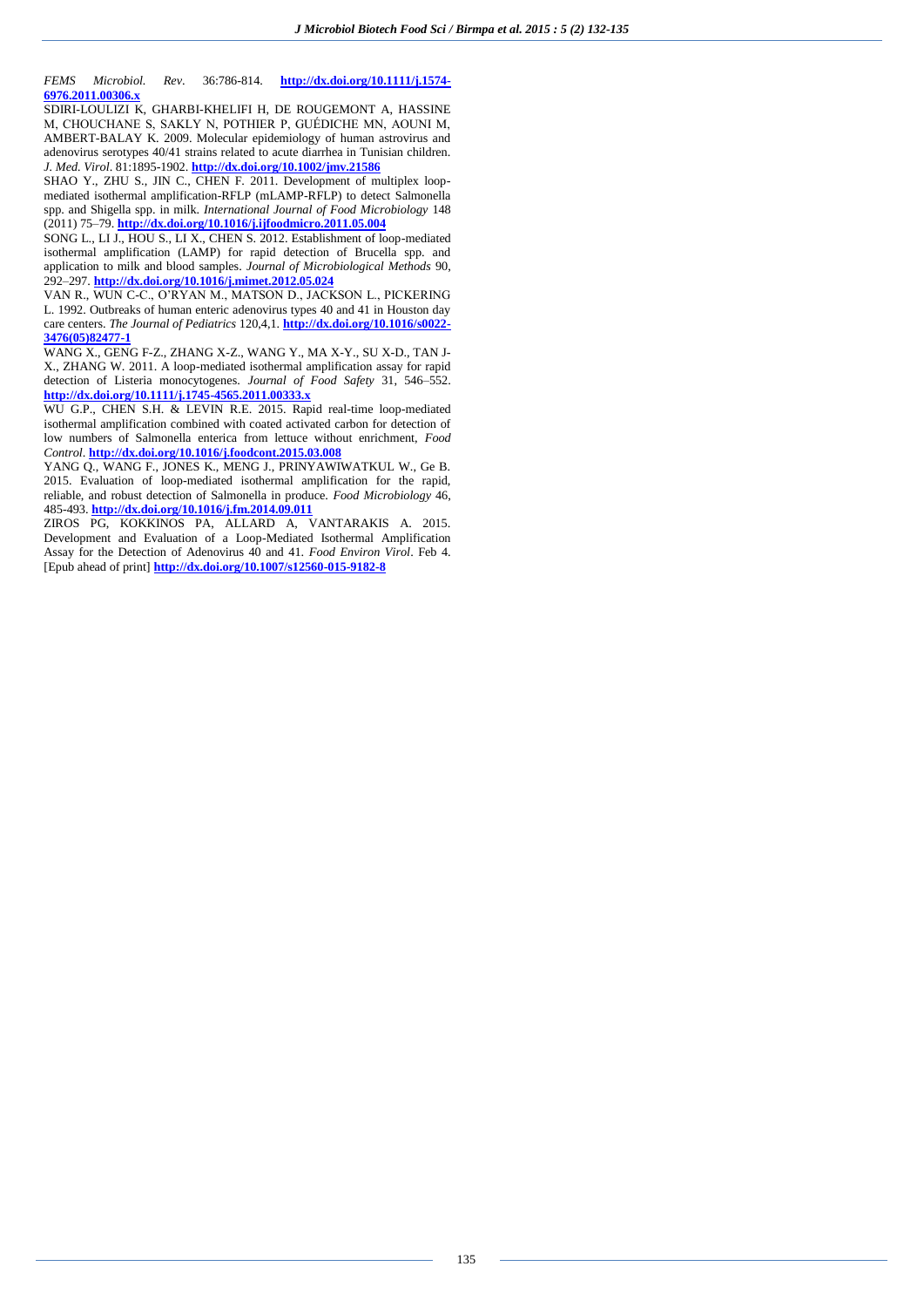*FEMS Microbiol. Rev.* 36:786-814. **http://dx.doi.org/10.1111/j.1574-6976.2011.00306.x**

SDIRI-LOULIZI K, GHARBI-KHELIFI H, DE ROUGEMONT A, HASSINE M, CHOUCHANE S, SAKLY N, POTHIER P, GUÉDICHE MN, AOUNI M, AMBERT-BALAY K. 2009. Molecular epidemiology of human astrovirus and adenovirus serotypes 40/41 strains related to acute diarrhea in Tunisian children. *J. Med. Virol*. 81:1895-1902. **http://dx.doi.org/10.1002/jmv.21586**

SHAO Y., ZHU S., JIN C., CHEN F. 2011. Development of multiplex loop-mediated isothermal amplification-RFLP (mLAMP-RFLP) to detect Salmonella spp. and Shigella spp. in milk. *International Journal of Food Microbiology* 148 (2011) 75–79. **http://dx.doi.org/10.1016/j.ijfoodmicro.2011.05.004**

SONG L., LI J., HOU S., LI X., CHEN S. 2012. Establishment of loop-mediated isothermal amplification (LAMP) for rapid detection of Brucella spp. and application to milk and blood samples. *Journal of Microbiological Methods* 90, 292–297. **http://dx.doi.org/10.1016/j.mimet.2012.05.024**

VAN R., WUN C-C., O'RYAN M., MATSON D., JACKSON L., PICKERING L. 1992. Outbreaks of human enteric adenovirus types 40 and 41 in Houston day care centers. *The Journal of Pediatrics* 120,4,1. **http://dx.doi.org/10.1016/s0022-3476(05)82477-1**

WANG X., GENG F-Z., ZHANG X-Z., WANG Y., MA X-Y., SU X-D., TAN J-X., ZHANG W. 2011. A loop-mediated isothermal amplification assay for rapid detection of Listeria monocytogenes. *Journal of Food Safety* 31, 546–552. **http://dx.doi.org/10.1111/j.1745-4565.2011.00333.x**

WU G.P., CHEN S.H. & LEVIN R.E. 2015. Rapid real-time loop-mediated isothermal amplification combined with coated activated carbon for detection of low numbers of Salmonella enterica from lettuce without enrichment, *Food Control*. **http://dx.doi.org/10.1016/j.foodcont.2015.03.008**

YANG Q., WANG F., JONES K., MENG J., PRINYAWIWATKUL W., Ge B. 2015. Evaluation of loop-mediated isothermal amplification for the rapid, reliable, and robust detection of Salmonella in produce. *Food Microbiology* 46, 485-493. **http://dx.doi.org/10.1016/j.fm.2014.09.011**

ZIROS PG, KOKKINOS PA, ALLARD A, VANTARAKIS A. 2015. Development and Evaluation of a Loop-Mediated Isothermal Amplification Assay for the Detection of Adenovirus 40 and 41. *Food Environ Virol*. Feb 4. [Epub ahead of print] **http://dx.doi.org/10.1007/s12560-015-9182-8**